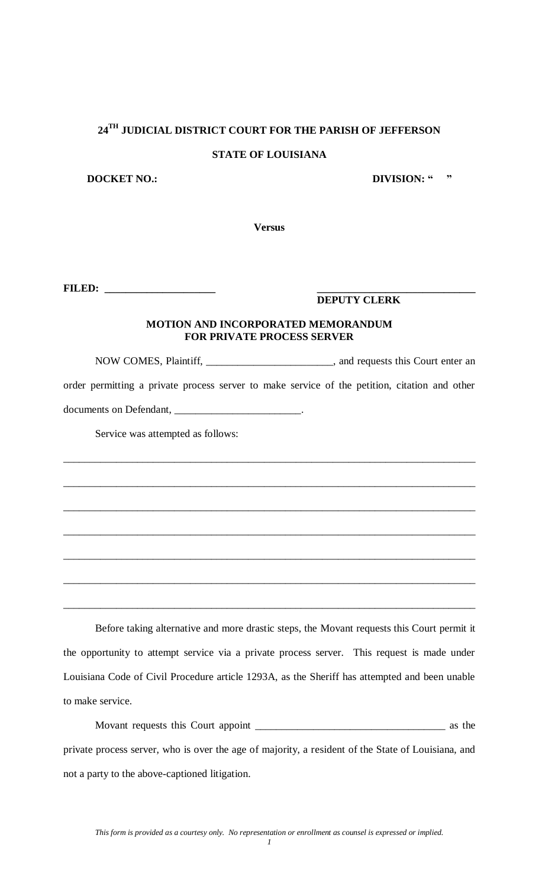**24[TH] JUDICIAL DISTRICT COURT FOR THE PARISH OF JEFFERSON**

**STATE OF LOUISIANA**

**DOCKET NO.:** **DIVISION: " "**

**Versus**

**FILED: ____________________** **______________________________**
**DEPUTY CLERK**

**MOTION AND INCORPORATED MEMORANDUM FOR PRIVATE PROCESS SERVER**

NOW COMES, Plaintiff, _______________________, and requests this Court enter an order permitting a private process server to make service of the petition, citation and other documents on Defendant, _______________________.

Service was attempted as follows:

________________________________________________________________________________

________________________________________________________________________________

________________________________________________________________________________

________________________________________________________________________________

________________________________________________________________________________

________________________________________________________________________________

________________________________________________________________________________

Before taking alternative and more drastic steps, the Movant requests this Court permit it the opportunity to attempt service via a private process server. This request is made under Louisiana Code of Civil Procedure article 1293A, as the Sheriff has attempted and been unable to make service.

Movant requests this Court appoint ___________________________________ as the private process server, who is over the age of majority, a resident of the State of Louisiana, and not a party to the above-captioned litigation.

*This form is provided as a courtesy only. No representation or enrollment as counsel is expressed or implied.*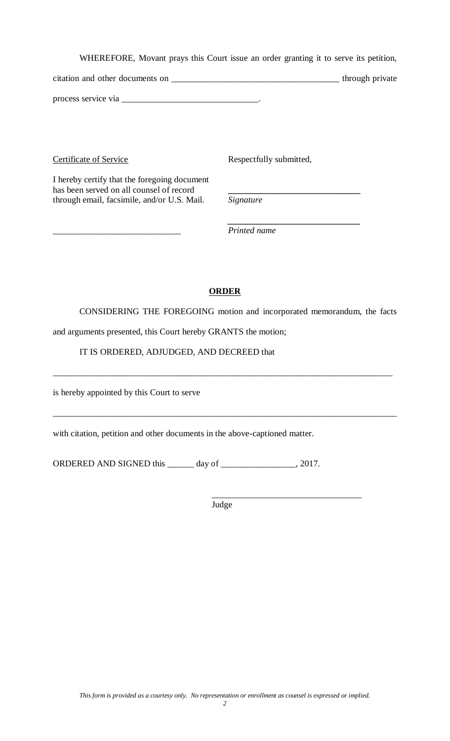WHEREFORE, Movant prays this Court issue an order granting it to serve its petition, citation and other documents on ______________________________________ through private process service via _______________________________.

Certificate of Service

I hereby certify that the foregoing document has been served on all counsel of record through email, facsimile, and/or U.S. Mail.

_____________________________

Respectfully submitted,

_____________________________
*Signature*

_____________________________
*Printed name*

**ORDER**

CONSIDERING THE FOREGOING motion and incorporated memorandum, the facts and arguments presented, this Court hereby GRANTS the motion;

IT IS ORDERED, ADJUDGED, AND DECREED that

_______________________________________________________________________________

is hereby appointed by this Court to serve

_______________________________________________________________________________

with citation, petition and other documents in the above-captioned matter.

ORDERED AND SIGNED this ______ day of _________________, 2017.

__________________________________
Judge

*This form is provided as a courtesy only. No representation or enrollment as counsel is expressed or implied.*